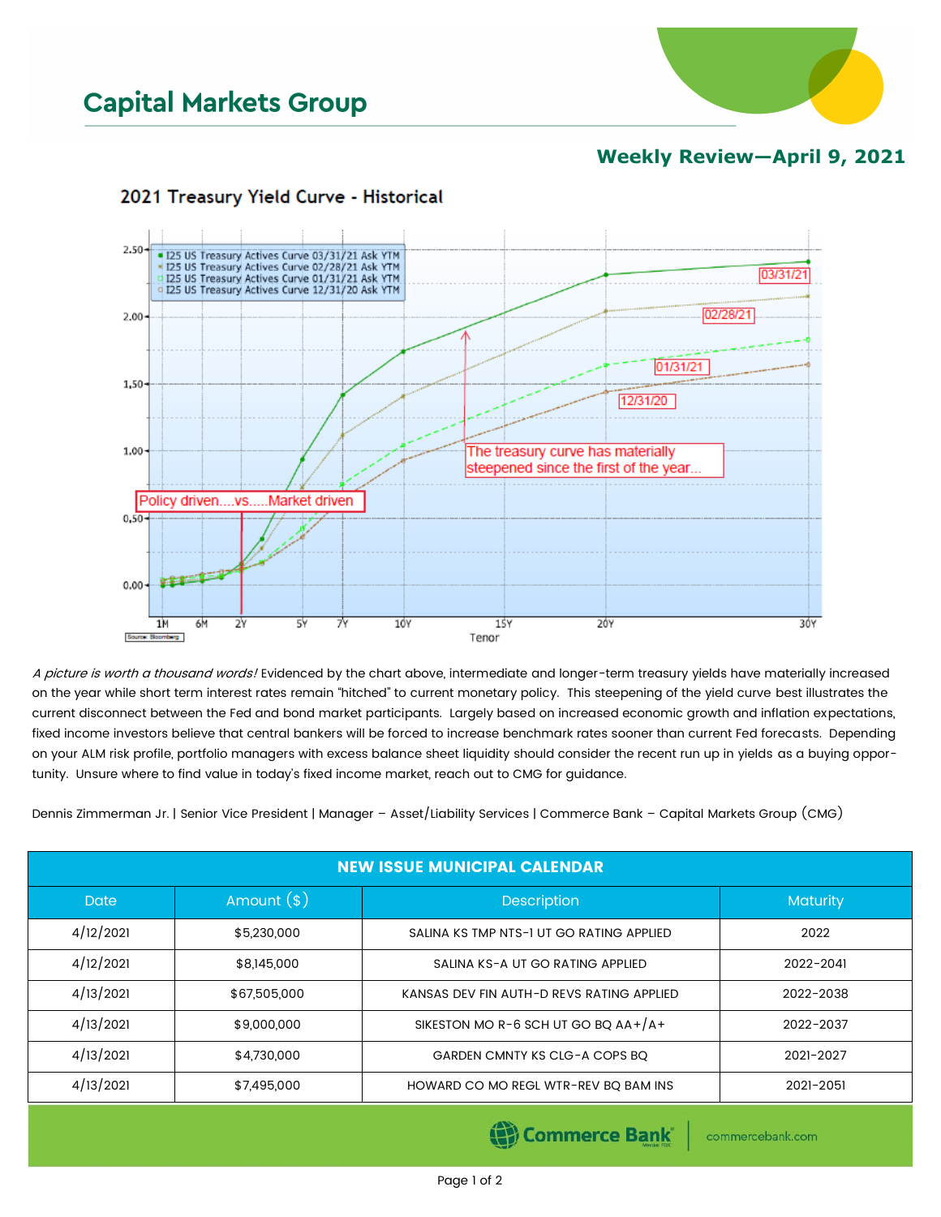# Capital Markets Group

## Weekly Review—April 9, 2021

### 2021 Treasury Yield Curve - Historical

*A picture is worth a thousand words!* Evidenced by the chart above, intermediate and longer-term treasury yields have materially increased on the year while short term interest rates remain "hitched" to current monetary policy. This steepening of the yield curve best illustrates the current disconnect between the Fed and bond market participants. Largely based on increased economic growth and inflation expectations, fixed income investors believe that central bankers will be forced to increase benchmark rates sooner than current Fed forecasts. Depending on your ALM risk profile, portfolio managers with excess balance sheet liquidity should consider the recent run up in yields as a buying opportunity. Unsure where to find value in today's fixed income market, reach out to CMG for guidance.

Dennis Zimmerman Jr. | Senior Vice President | Manager – Asset/Liability Services | Commerce Bank – Capital Markets Group (CMG)

| NEW ISSUE MUNICIPAL CALENDAR | | | |
|---|---|---|---|
| Date | Amount ($) | Description | Maturity |
| 4/12/2021 | $5,230,000 | SALINA KS TMP NTS-1 UT GO RATING APPLIED | 2022 |
| 4/12/2021 | $8,145,000 | SALINA KS-A UT GO RATING APPLIED | 2022-2041 |
| 4/13/2021 | $67,505,000 | KANSAS DEV FIN AUTH-D REVS RATING APPLIED | 2022-2038 |
| 4/13/2021 | $9,000,000 | SIKESTON MO R-6 SCH UT GO BQ AA+/A+ | 2022-2037 |
| 4/13/2021 | $4,730,000 | GARDEN CMNTY KS CLG-A COPS BQ | 2021-2027 |
| 4/13/2021 | $7,495,000 | HOWARD CO MO REGL WTR-REV BQ BAM INS | 2021-2051 |

Commerce Bank | commercebank.com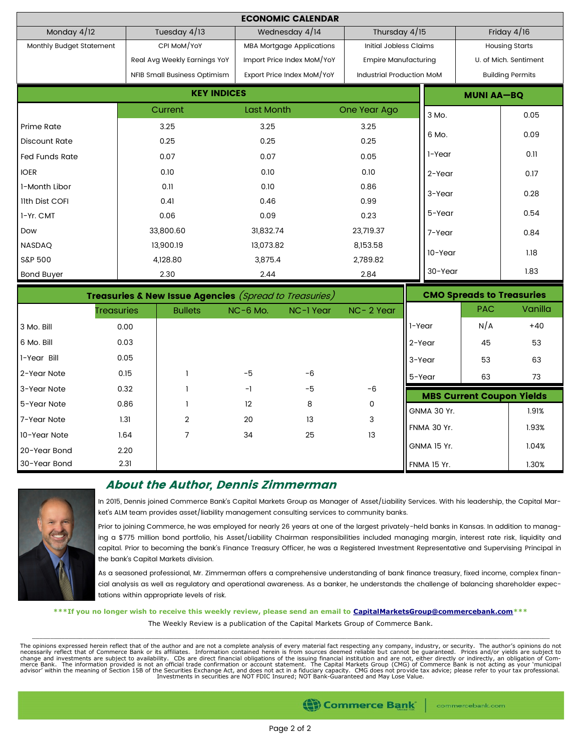## ECONOMIC CALENDAR

| Monday 4/12 | Tuesday 4/13 | Wednesday 4/14 | Thursday 4/15 | Friday 4/16 |
|---|---|---|---|---|
| Monthly Budget Statement | CPI MoM/YoY | MBA Mortgage Applications | Initial Jobless Claims | Housing Starts |
| | Real Avg Weekly Earnings YoY | Import Price Index MoM/YoY | Empire Manufacturing | U. of Mich. Sentiment |
| | NFIB Small Business Optimism | Export Price Index MoM/YoY | Industrial Production MoM | Building Permits |

## KEY INDICES

| | Current | Last Month | One Year Ago |
|---|---|---|---|
| Prime Rate | 3.25 | 3.25 | 3.25 |
| Discount Rate | 0.25 | 0.25 | 0.25 |
| Fed Funds Rate | 0.07 | 0.07 | 0.05 |
| IOER | 0.10 | 0.10 | 0.10 |
| 1-Month Libor | 0.11 | 0.10 | 0.86 |
| 11th Dist COFI | 0.41 | 0.46 | 0.99 |
| 1-Yr. CMT | 0.06 | 0.09 | 0.23 |
| Dow | 33,800.60 | 31,832.74 | 23,719.37 |
| NASDAQ | 13,900.19 | 13,073.82 | 8,153.58 |
| S&P 500 | 4,128.80 | 3,875.4 | 2,789.82 |
| Bond Buyer | 2.30 | 2.44 | 2.84 |

## MUNI AA—BQ

| | |
|---|---|
| 3 Mo. | 0.05 |
| 6 Mo. | 0.09 |
| 1-Year | 0.11 |
| 2-Year | 0.17 |
| 3-Year | 0.28 |
| 5-Year | 0.54 |
| 7-Year | 0.84 |
| 10-Year | 1.18 |
| 30-Year | 1.83 |

## Treasuries & New Issue Agencies *(Spread to Treasuries)*

| | Treasuries | Bullets | NC-6 Mo. | NC-1 Year | NC- 2 Year |
|---|---|---|---|---|---|
| 3 Mo. Bill | 0.00 | | | | |
| 6 Mo. Bill | 0.03 | | | | |
| 1-Year Bill | 0.05 | | | | |
| 2-Year Note | 0.15 | 1 | -5 | -6 | |
| 3-Year Note | 0.32 | 1 | -1 | -5 | -6 |
| 5-Year Note | 0.86 | 1 | 12 | 8 | 0 |
| 7-Year Note | 1.31 | 2 | 20 | 13 | 3 |
| 10-Year Note | 1.64 | 7 | 34 | 25 | 13 |
| 20-Year Bond | 2.20 | | | | |
| 30-Year Bond | 2.31 | | | | |

## CMO Spreads to Treasuries

| | PAC | Vanilla |
|---|---|---|
| 1-Year | N/A | +40 |
| 2-Year | 45 | 53 |
| 3-Year | 53 | 63 |
| 5-Year | 63 | 73 |

## MBS Current Coupon Yields

| | |
|---|---|
| GNMA 30 Yr. | 1.91% |
| FNMA 30 Yr. | 1.93% |
| GNMA 15 Yr. | 1.04% |
| FNMA 15 Yr. | 1.30% |

## *About the Author, Dennis Zimmerman*

In 2015, Dennis joined Commerce Bank's Capital Markets Group as Manager of Asset/Liability Services. With his leadership, the Capital Market's ALM team provides asset/liability management consulting services to community banks.

Prior to joining Commerce, he was employed for nearly 26 years at one of the largest privately-held banks in Kansas. In addition to managing a $775 million bond portfolio, his Asset/Liability Chairman responsibilities included managing margin, interest rate risk, liquidity and capital. Prior to becoming the bank's Finance Treasury Officer, he was a Registered Investment Representative and Supervising Principal in the bank's Capital Markets division.

As a seasoned professional, Mr. Zimmerman offers a comprehensive understanding of bank finance treasury, fixed income, complex financial analysis as well as regulatory and operational awareness. As a banker, he understands the challenge of balancing shareholder expectations within appropriate levels of risk.

**\*\*\*If you no longer wish to receive this weekly review, please send an email to CapitalMarketsGroup@commercebank.com\*\*\***

The Weekly Review is a publication of the Capital Markets Group of Commerce Bank.

The opinions expressed herein reflect that of the author and are not a complete analysis of every material fact respecting any company, industry, or security. The author's opinions do not necessarily reflect that of Commerce Bank or its affiliates. Information contained herein is from sources deemed reliable but cannot be guaranteed. Prices and/or yields are subject to change and investments are subject to availability. CDs are direct financial obligations of the issuing financial institution and are not, either directly or indirectly, an obligation of Commerce Bank. The information provided is not an official trade confirmation or account statement. The Capital Markets Group (CMG) of Commerce Bank is not acting as your 'municipal advisor' within the meaning of Section 15B of the Securities Exchange Act, and does not act in a fiduciary capacity. CMG does not provide tax advice; please refer to your tax professional. Investments in securities are NOT FDIC Insured; NOT Bank-Guaranteed and May Lose Value.

Commerce Bank | commercebank.com